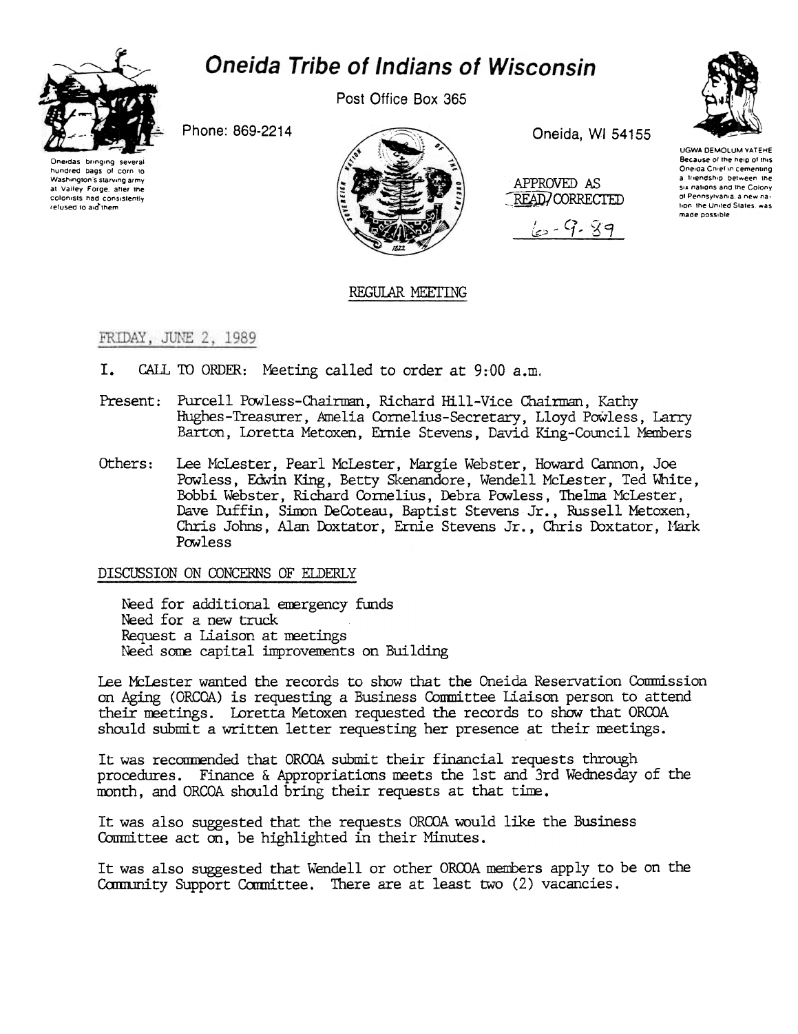# Oneida Tribe of Indians of Wisconsin

Post Office Box 365

Phone: 869-2214

Oneida, WI 54155

Oneidas bringing several hundred bags of corn to Washington's starving army at Valley Forge, after the colonists had consistently refused to aid them

UGWA DEMOLUM YATEHE Because of the help of this Oneida Chief in cementing a friendship between the six nations and the Colony of Pennsylvania, a new nation, the United States, was made possible

APPROVED AS READ/CORRECTED

6-9-89

## REGULAR MEETING

FRIDAY, JUNE 2, 1989

I. CALL TO ORDER: Meeting called to order at 9:00 a.m.

Present: Purcell Powless-Chairman, Richard Hill-Vice Chairman, Kathy Hughes-Treasurer, Amelia Cornelius-Secretary, Lloyd Powless, Larry Barton, Loretta Metoxen, Ernie Stevens, David King-Council Members

Others: Lee McLester, Pearl McLester, Margie Webster, Howard Cannon, Joe Powless, Edwin King, Betty Skenandore, Wendell McLester, Ted White, Bobbi Webster, Richard Cornelius, Debra Powless, Thelma McLester, Dave Duffin, Simon DeCoteau, Baptist Stevens Jr., Russell Metoxen, Chris Johns, Alan Doxtator, Ernie Stevens Jr., Chris Doxtator, Mark Powless

DISCUSSION ON CONCERNS OF ELDERLY

Need for additional emergency funds
Need for a new truck
Request a Liaison at meetings
Need some capital improvements on Building

Lee McLester wanted the records to show that the Oneida Reservation Commission on Aging (ORCOA) is requesting a Business Committee Liaison person to attend their meetings. Loretta Metoxen requested the records to show that ORCOA should submit a written letter requesting her presence at their meetings.

It was recommended that ORCOA submit their financial requests through procedures. Finance & Appropriations meets the 1st and 3rd Wednesday of the month, and ORCOA should bring their requests at that time.

It was also suggested that the requests ORCOA would like the Business Committee act on, be highlighted in their Minutes.

It was also suggested that Wendell or other ORCOA members apply to be on the Community Support Committee. There are at least two (2) vacancies.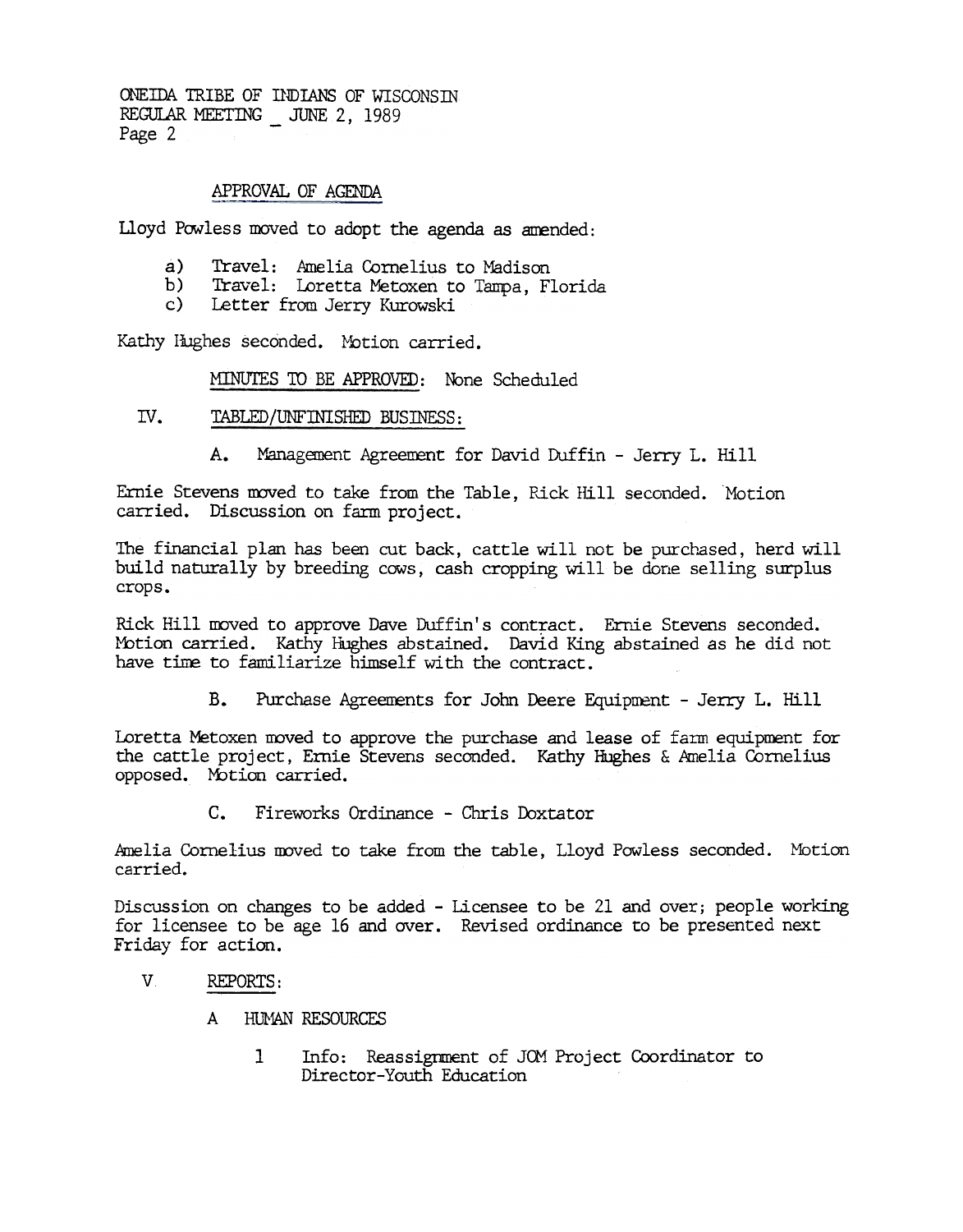ONEIDA TRIBE OF INDIANS OF WISCONSIN
REGULAR MEETING _ JUNE 2, 1989

## APPROVAL OF AGENDA

Lloyd Powless moved to adopt the agenda as amended:

a) Travel: Amelia Cornelius to Madison
b) Travel: Loretta Metoxen to Tampa, Florida
c) Letter from Jerry Kurowski

Kathy Hughes seconded. Motion carried.

MINUTES TO BE APPROVED: None Scheduled

## IV. TABLED/UNFINISHED BUSINESS:

### A. Management Agreement for David Duffin - Jerry L. Hill

Ernie Stevens moved to take from the Table, Rick Hill seconded. Motion carried. Discussion on farm project.

The financial plan has been cut back, cattle will not be purchased, herd will build naturally by breeding cows, cash cropping will be done selling surplus crops.

Rick Hill moved to approve Dave Duffin's contract. Ernie Stevens seconded. Motion carried. Kathy Hughes abstained. David King abstained as he did not have time to familiarize himself with the contract.

### B. Purchase Agreements for John Deere Equipment - Jerry L. Hill

Loretta Metoxen moved to approve the purchase and lease of farm equipment for the cattle project, Ernie Stevens seconded. Kathy Hughes & Amelia Cornelius opposed. Motion carried.

### C. Fireworks Ordinance - Chris Doxtator

Amelia Cornelius moved to take from the table, Lloyd Powless seconded. Motion carried.

Discussion on changes to be added - Licensee to be 21 and over; people working for licensee to be age 16 and over. Revised ordinance to be presented next Friday for action.

## V REPORTS:

### A HUMAN RESOURCES

1 Info: Reassignment of JOM Project Coordinator to Director-Youth Education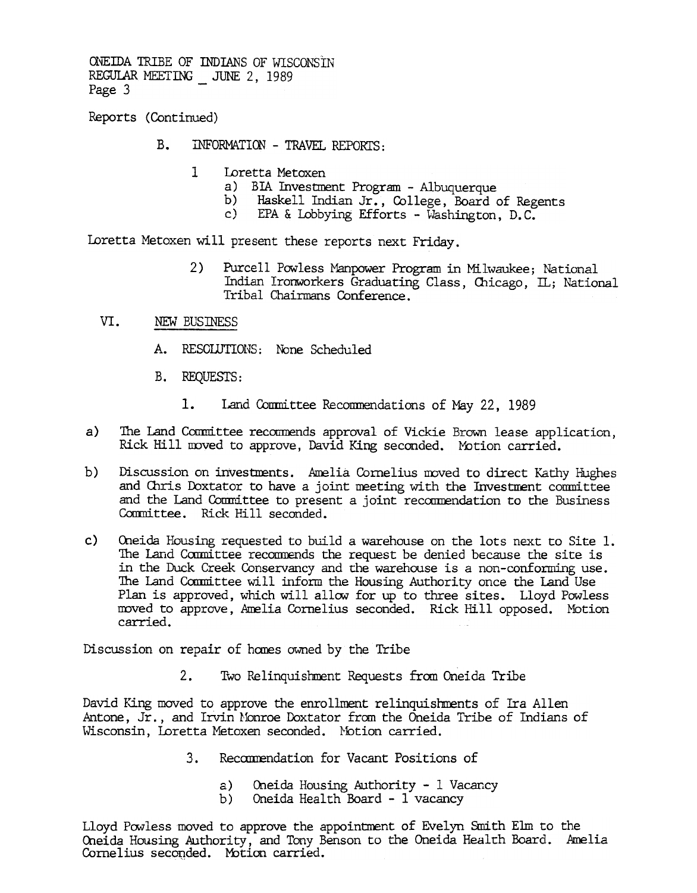Reports (Continued)

B. INFORMATION - TRAVEL REPORTS:

1 Loretta Metoxen
   a) BIA Investment Program - Albuquerque
   b) Haskell Indian Jr., College, Board of Regents
   c) EPA & Lobbying Efforts - Washington, D.C.

Loretta Metoxen will present these reports next Friday.

2) Purcell Powless Manpower Program in Milwaukee; National Indian Ironworkers Graduating Class, Chicago, IL; National Tribal Chairmans Conference.

## VI. NEW BUSINESS

A. RESOLUTIONS: None Scheduled

B. REQUESTS:

1. Land Committee Recommendations of May 22, 1989

a) The Land Committee recommends approval of Vickie Brown lease application, Rick Hill moved to approve, David King seconded. Motion carried.

b) Discussion on investments. Amelia Cornelius moved to direct Kathy Hughes and Chris Doxtator to have a joint meeting with the Investment committee and the Land Committee to present a joint recommendation to the Business Committee. Rick Hill seconded.

c) Oneida Housing requested to build a warehouse on the lots next to Site 1. The Land Committee recommends the request be denied because the site is in the Duck Creek Conservancy and the warehouse is a non-conforming use. The Land Committee will inform the Housing Authority once the Land Use Plan is approved, which will allow for up to three sites. Lloyd Powless moved to approve, Amelia Cornelius seconded. Rick Hill opposed. Motion carried.

Discussion on repair of homes owned by the Tribe

2. Two Relinquishment Requests from Oneida Tribe

David King moved to approve the enrollment relinquishments of Ira Allen Antone, Jr., and Irvin Monroe Doxtator from the Oneida Tribe of Indians of Wisconsin, Loretta Metoxen seconded. Motion carried.

3. Recommendation for Vacant Positions of

   a) Oneida Housing Authority - 1 Vacancy
   b) Oneida Health Board - 1 vacancy

Lloyd Powless moved to approve the appointment of Evelyn Smith Elm to the Oneida Housing Authority, and Tony Benson to the Oneida Health Board. Amelia Cornelius seconded. Motion carried.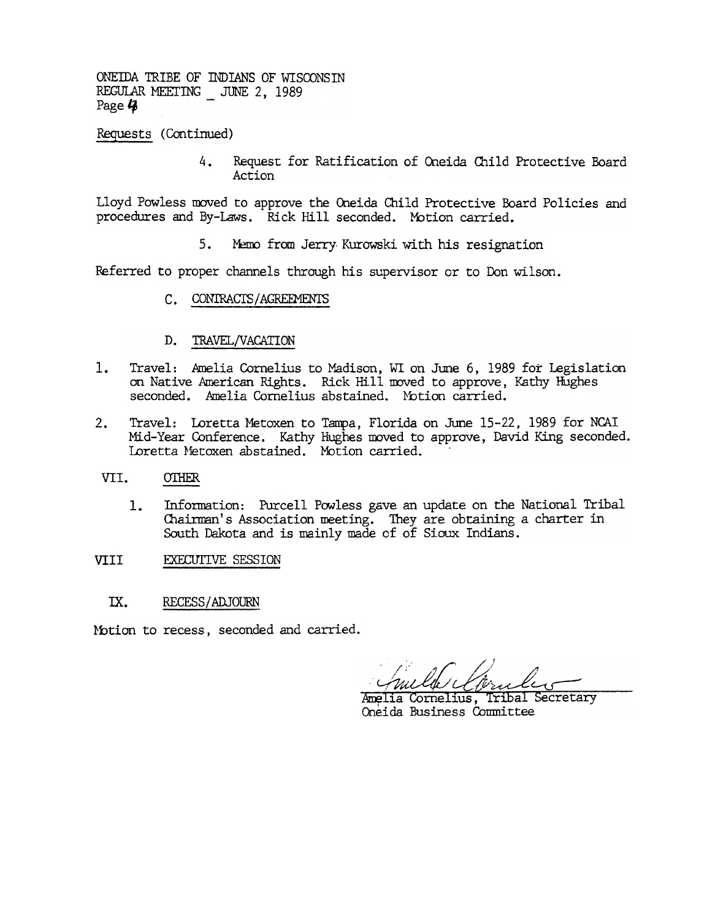ONEIDA TRIBE OF INDIANS OF WISCONSIN
REGULAR MEETING _ JUNE 2, 1989

Requests (Continued)

4. Request for Ratification of Oneida Child Protective Board Action

Lloyd Powless moved to approve the Oneida Child Protective Board Policies and procedures and By-Laws. Rick Hill seconded. Motion carried.

5. Memo from Jerry Kurowski with his resignation

Referred to proper channels through his supervisor or to Don wilson.

C. CONTRACTS/AGREEMENTS

D. TRAVEL/VACATION

1. Travel: Amelia Cornelius to Madison, WI on June 6, 1989 for Legislation on Native American Rights. Rick Hill moved to approve, Kathy Hughes seconded. Amelia Cornelius abstained. Motion carried.

2. Travel: Loretta Metoxen to Tampa, Florida on June 15-22, 1989 for NCAI Mid-Year Conference. Kathy Hughes moved to approve, David King seconded. Loretta Metoxen abstained. Motion carried.

VII. OTHER

1. Information: Purcell Powless gave an update on the National Tribal Chairman's Association meeting. They are obtaining a charter in South Dakota and is mainly made of of Sioux Indians.

VIII EXECUTIVE SESSION

IX. RECESS/ADJOURN

Motion to recess, seconded and carried.

Amelia Cornelius, Tribal Secretary
Oneida Business Committee